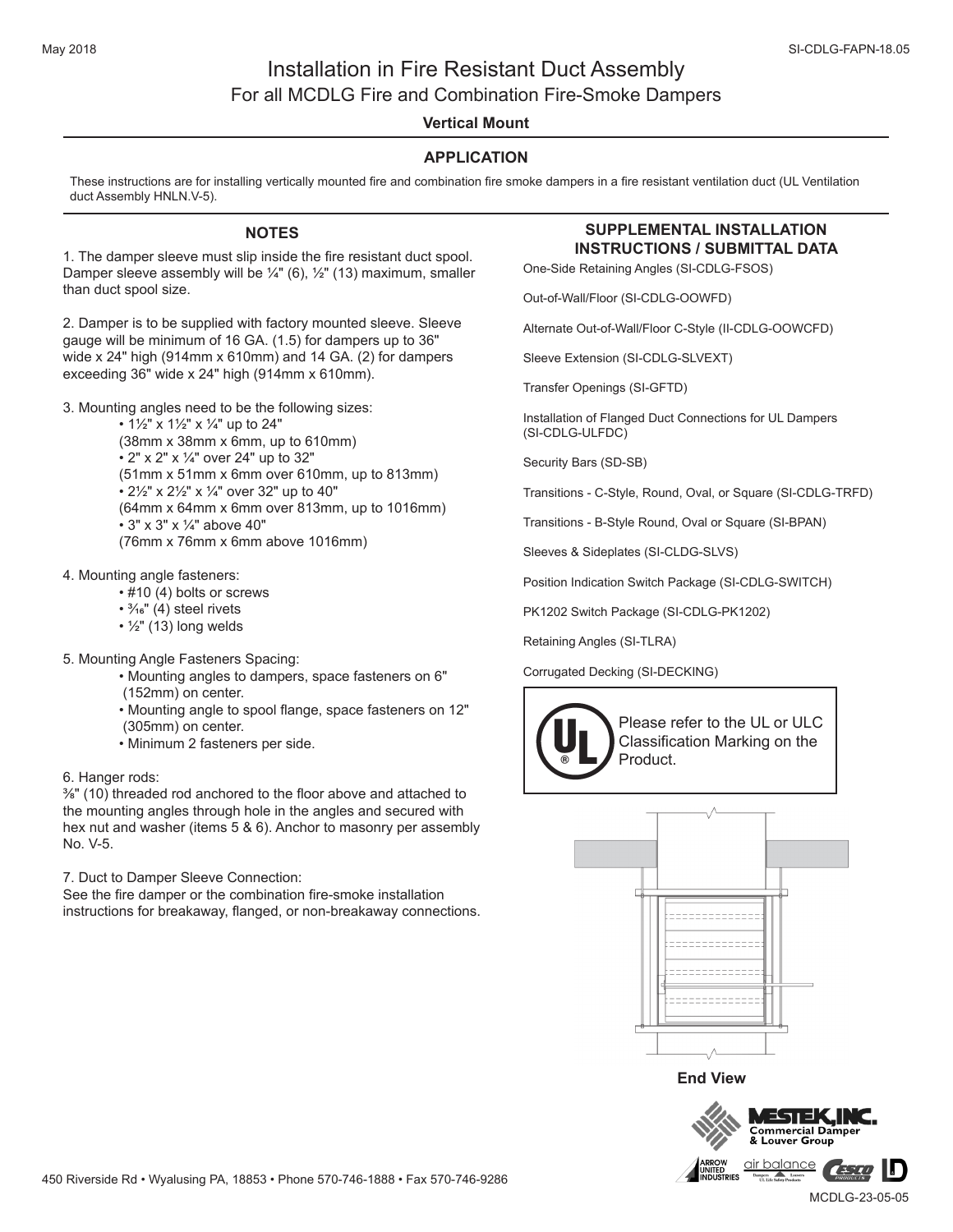# Installation in Fire Resistant Duct Assembly

## For all MCDLG Fire and Combination Fire-Smoke Dampers

**Vertical Mount**

### APPLICATION

These instructions are for installing vertically mounted fire and combination fire smoke dampers in a fire resistant ventilation duct (UL Ventilation duct Assembly HNLN.V-5).

### NOTES

1. The damper sleeve must slip inside the fire resistant duct spool. Damper sleeve assembly will be ¼" (6), ½" (13) maximum, smaller than duct spool size.

2. Damper is to be supplied with factory mounted sleeve. Sleeve gauge will be minimum of 16 GA. (1.5) for dampers up to 36" wide x 24" high (914mm x 610mm) and 14 GA. (2) for dampers exceeding 36" wide x 24" high (914mm x 610mm).

3. Mounting angles need to be the following sizes:
   - 1½" x 1½" x ¼" up to 24" (38mm x 38mm x 6mm, up to 610mm)
   - 2" x 2" x ¼" over 24" up to 32" (51mm x 51mm x 6mm over 610mm, up to 813mm)
   - 2½" x 2½" x ¼" over 32" up to 40" (64mm x 64mm x 6mm over 813mm, up to 1016mm)
   - 3" x 3" x ¼" above 40" (76mm x 76mm x 6mm above 1016mm)

4. Mounting angle fasteners:
   - #10 (4) bolts or screws
   - ³⁄₁₆" (4) steel rivets
   - ½" (13) long welds

5. Mounting Angle Fasteners Spacing:
   - Mounting angles to dampers, space fasteners on 6" (152mm) on center.
   - Mounting angle to spool flange, space fasteners on 12" (305mm) on center.
   - Minimum 2 fasteners per side.

6. Hanger rods:
⅜" (10) threaded rod anchored to the floor above and attached to the mounting angles through hole in the angles and secured with hex nut and washer (items 5 & 6). Anchor to masonry per assembly No. V-5.

7. Duct to Damper Sleeve Connection:
See the fire damper or the combination fire-smoke installation instructions for breakaway, flanged, or non-breakaway connections.

### SUPPLEMENTAL INSTALLATION INSTRUCTIONS / SUBMITTAL DATA

One-Side Retaining Angles (SI-CDLG-FSOS)

Out-of-Wall/Floor (SI-CDLG-OOWFD)

Alternate Out-of-Wall/Floor C-Style (II-CDLG-OOWCFD)

Sleeve Extension (SI-CDLG-SLVEXT)

Transfer Openings (SI-GFTD)

Installation of Flanged Duct Connections for UL Dampers (SI-CDLG-ULFDC)

Security Bars (SD-SB)

Transitions - C-Style, Round, Oval, or Square (SI-CDLG-TRFD)

Transitions - B-Style Round, Oval or Square (SI-BPAN)

Sleeves & Sideplates (SI-CLDG-SLVS)

Position Indication Switch Package (SI-CDLG-SWITCH)

PK1202 Switch Package (SI-CDLG-PK1202)

Retaining Angles (SI-TLRA)

Corrugated Decking (SI-DECKING)

Please refer to the UL or ULC Classification Marking on the Product.

**End View**

MESTEK, INC. Commercial Damper & Louver Group

450 Riverside Rd • Wyalusing PA, 18853 • Phone 570-746-1888 • Fax 570-746-9286

MCDLG-23-05-05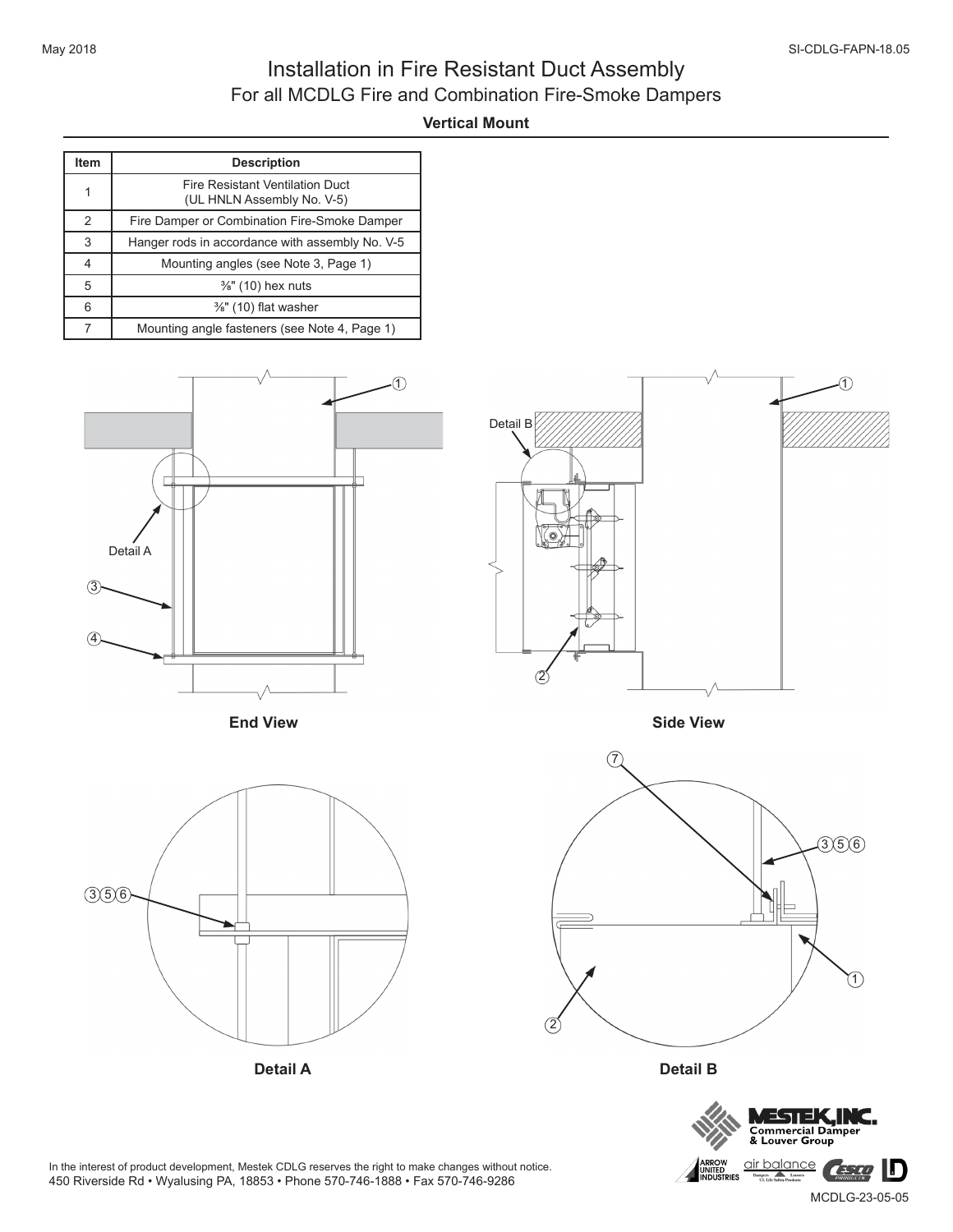# Installation in Fire Resistant Duct Assembly

## For all MCDLG Fire and Combination Fire-Smoke Dampers

### Vertical Mount

| Item | Description |
|---|---|
| 1 | Fire Resistant Ventilation Duct (UL HNLN Assembly No. V-5) |
| 2 | Fire Damper or Combination Fire-Smoke Damper |
| 3 | Hanger rods in accordance with assembly No. V-5 |
| 4 | Mounting angles (see Note 3, Page 1) |
| 5 | ⅜" (10) hex nuts |
| 6 | ⅜" (10) flat washer |
| 7 | Mounting angle fasteners (see Note 4, Page 1) |

Detail A
3
4
1

**End View**

Detail B
1
2

**Side View**

3 5 6

**Detail A**

7
3 5 6
1
2

**Detail B**

In the interest of product development, Mestek CDLG reserves the right to make changes without notice.
450 Riverside Rd • Wyalusing PA, 18853 • Phone 570-746-1888 • Fax 570-746-9286

MESTEK, INC.
Commercial Damper & Louver Group

MCDLG-23-05-05